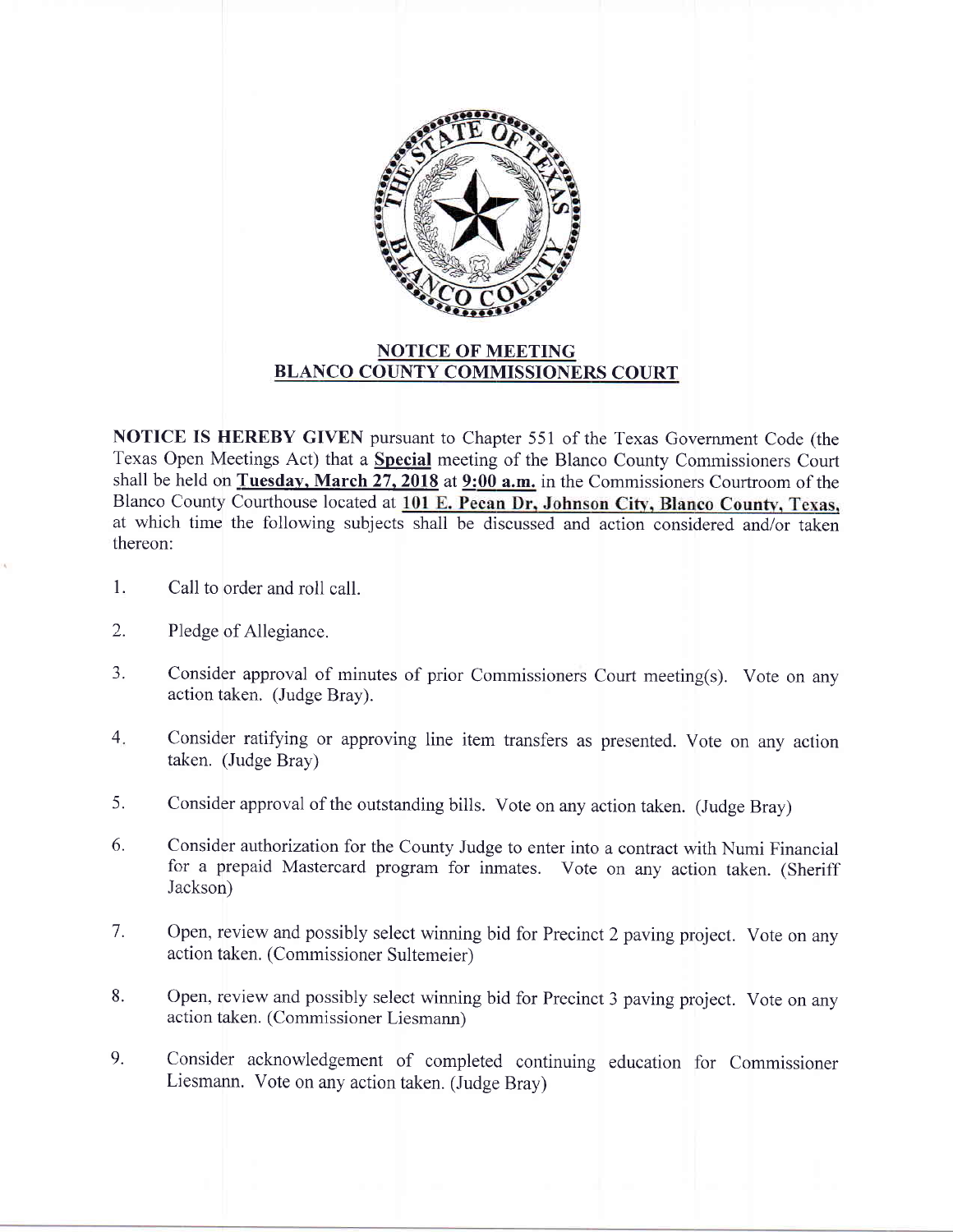## NOTICE OF MEETING
## BLANCO COUNTY COMMISSIONERS COURT

**NOTICE IS HEREBY GIVEN** pursuant to Chapter 551 of the Texas Government Code (the Texas Open Meetings Act) that a **Special** meeting of the Blanco County Commissioners Court shall be held on **Tuesday, March 27, 2018** at **9:00 a.m.** in the Commissioners Courtroom of the Blanco County Courthouse located at **101 E. Pecan Dr, Johnson City, Blanco County, Texas,** at which time the following subjects shall be discussed and action considered and/or taken thereon:

1. Call to order and roll call.

2. Pledge of Allegiance.

3. Consider approval of minutes of prior Commissioners Court meeting(s). Vote on any action taken. (Judge Bray).

4. Consider ratifying or approving line item transfers as presented. Vote on any action taken. (Judge Bray)

5. Consider approval of the outstanding bills. Vote on any action taken. (Judge Bray)

6. Consider authorization for the County Judge to enter into a contract with Numi Financial for a prepaid Mastercard program for inmates. Vote on any action taken. (Sheriff Jackson)

7. Open, review and possibly select winning bid for Precinct 2 paving project. Vote on any action taken. (Commissioner Sultemeier)

8. Open, review and possibly select winning bid for Precinct 3 paving project. Vote on any action taken. (Commissioner Liesmann)

9. Consider acknowledgement of completed continuing education for Commissioner Liesmann. Vote on any action taken. (Judge Bray)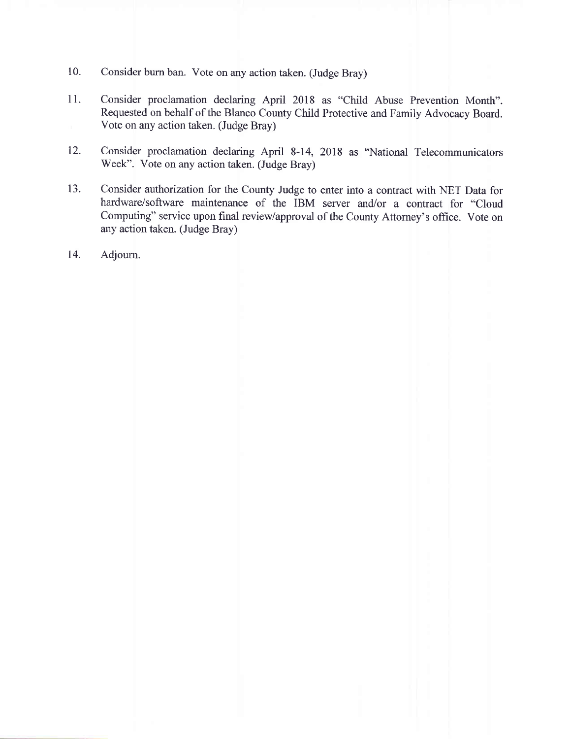10. Consider burn ban. Vote on any action taken. (Judge Bray)

11. Consider proclamation declaring April 2018 as "Child Abuse Prevention Month". Requested on behalf of the Blanco County Child Protective and Family Advocacy Board. Vote on any action taken. (Judge Bray)

12. Consider proclamation declaring April 8-14, 2018 as "National Telecommunicators Week". Vote on any action taken. (Judge Bray)

13. Consider authorization for the County Judge to enter into a contract with NET Data for hardware/software maintenance of the IBM server and/or a contract for "Cloud Computing" service upon final review/approval of the County Attorney's office. Vote on any action taken. (Judge Bray)

14. Adjourn.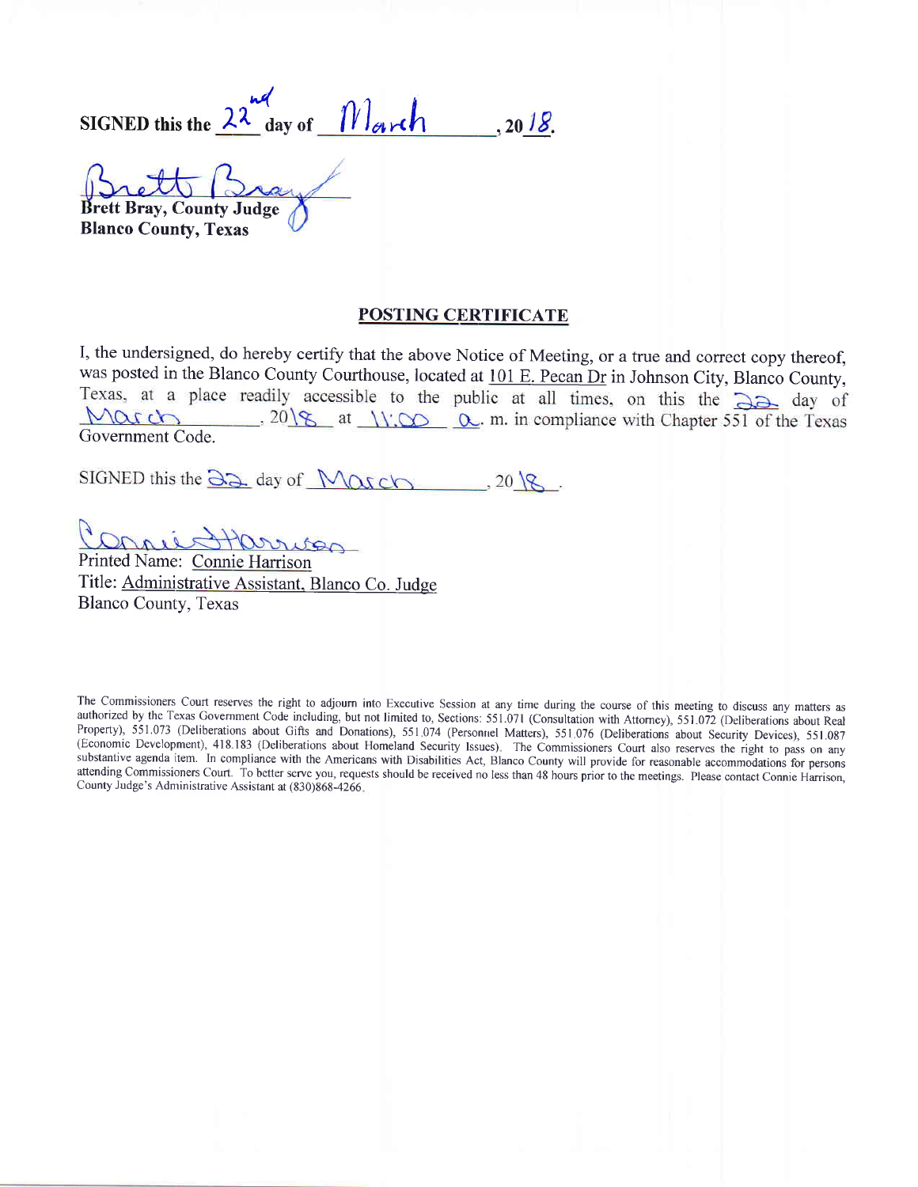**SIGNED this the 22nd day of March, 2018.**

Brett Bray

**Brett Bray, County Judge**
**Blanco County, Texas**

## POSTING CERTIFICATE

I, the undersigned, do hereby certify that the above Notice of Meeting, or a true and correct copy thereof, was posted in the Blanco County Courthouse, located at 101 E. Pecan Dr in Johnson City, Blanco County, Texas, at a place readily accessible to the public at all times, on this the 22 day of March, 2018 at 11:00 a. m. in compliance with Chapter 551 of the Texas Government Code.

SIGNED this the 22 day of March, 2018.

Connie Harrison

Printed Name: Connie Harrison
Title: Administrative Assistant, Blanco Co. Judge
Blanco County, Texas

The Commissioners Court reserves the right to adjourn into Executive Session at any time during the course of this meeting to discuss any matters as authorized by the Texas Government Code including, but not limited to, Sections: 551.071 (Consultation with Attorney), 551.072 (Deliberations about Real Property), 551.073 (Deliberations about Gifts and Donations), 551.074 (Personnel Matters), 551.076 (Deliberations about Security Devices), 551.087 (Economic Development), 418.183 (Deliberations about Homeland Security Issues). The Commissioners Court also reserves the right to pass on any substantive agenda item. In compliance with the Americans with Disabilities Act, Blanco County will provide for reasonable accommodations for persons attending Commissioners Court. To better serve you, requests should be received no less than 48 hours prior to the meetings. Please contact Connie Harrison, County Judge's Administrative Assistant at (830)868-4266.